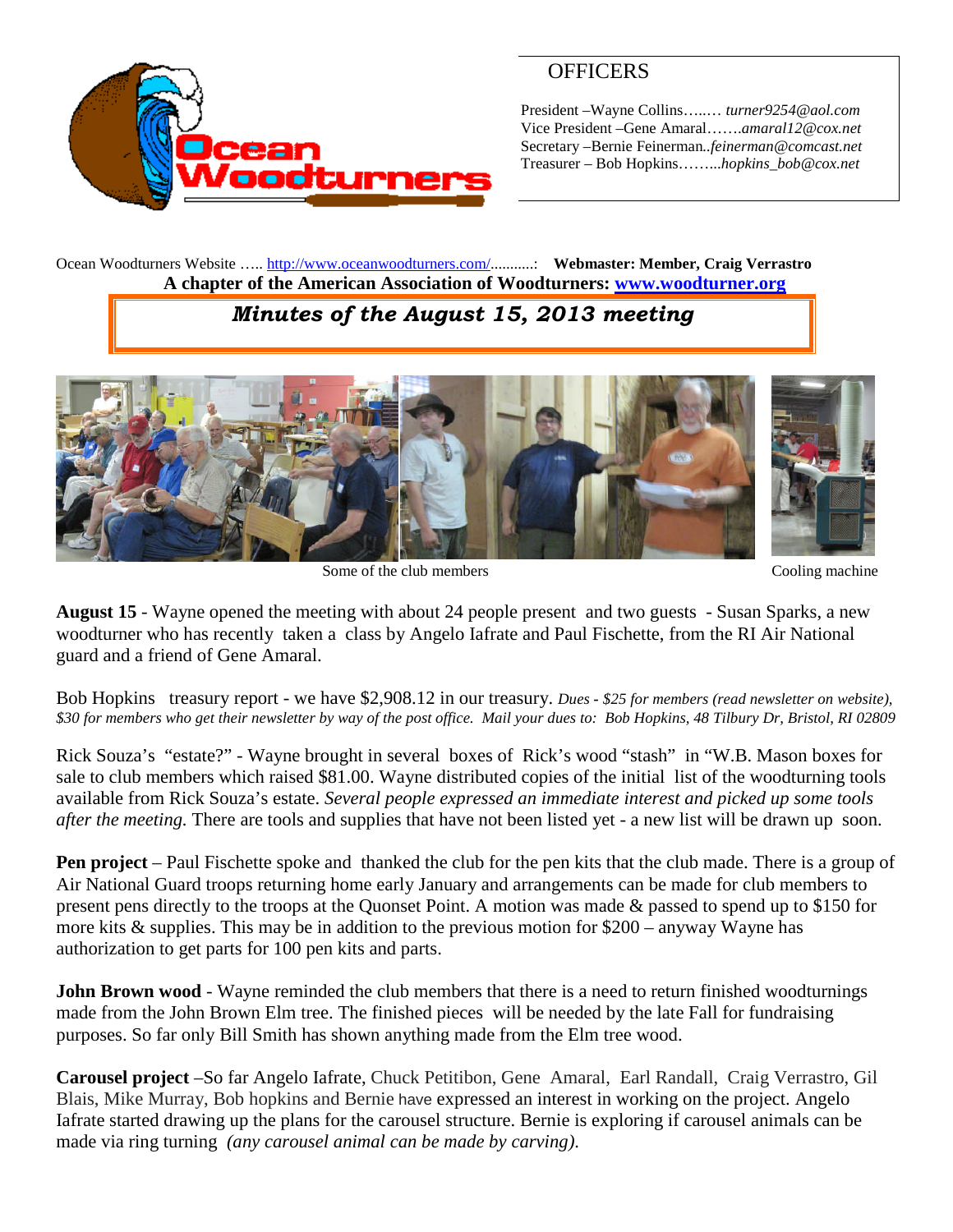Ocean Woodturners

## OFFICERS

President –Wayne Collins….… *turner9254@aol.com*
Vice President –Gene Amaral…….*amaral12@cox.net*
Secretary –Bernie Feinerman..*feinerman@comcast.net*
Treasurer – Bob Hopkins……...*hopkins_bob@cox.net*

Ocean Woodturners Website ….. http://www.oceanwoodturners.com/..........: **Webmaster: Member, Craig Verrastro**
**A chapter of the American Association of Woodturners: www.woodturner.org**

# *Minutes of the August 15, 2013 meeting*

Some of the club members

Cooling machine

**August 15** - Wayne opened the meeting with about 24 people present and two guests - Susan Sparks, a new woodturner who has recently taken a class by Angelo Iafrate and Paul Fischette, from the RI Air National guard and a friend of Gene Amaral.

Bob Hopkins treasury report - we have $2,908.12 in our treasury. *Dues - $25 for members (read newsletter on website), $30 for members who get their newsletter by way of the post office. Mail your dues to: Bob Hopkins, 48 Tilbury Dr, Bristol, RI 02809*

Rick Souza's "estate?" - Wayne brought in several boxes of Rick's wood "stash" in "W.B. Mason boxes for sale to club members which raised $81.00. Wayne distributed copies of the initial list of the woodturning tools available from Rick Souza's estate. *Several people expressed an immediate interest and picked up some tools after the meeting.* There are tools and supplies that have not been listed yet - a new list will be drawn up soon.

**Pen project** – Paul Fischette spoke and thanked the club for the pen kits that the club made. There is a group of Air National Guard troops returning home early January and arrangements can be made for club members to present pens directly to the troops at the Quonset Point. A motion was made & passed to spend up to $150 for more kits & supplies. This may be in addition to the previous motion for $200 – anyway Wayne has authorization to get parts for 100 pen kits and parts.

**John Brown wood** - Wayne reminded the club members that there is a need to return finished woodturnings made from the John Brown Elm tree. The finished pieces will be needed by the late Fall for fundraising purposes. So far only Bill Smith has shown anything made from the Elm tree wood.

**Carousel project** –So far Angelo Iafrate, Chuck Petitibon, Gene Amaral, Earl Randall, Craig Verrastro, Gil Blais, Mike Murray, Bob hopkins and Bernie have expressed an interest in working on the project. Angelo Iafrate started drawing up the plans for the carousel structure. Bernie is exploring if carousel animals can be made via ring turning *(any carousel animal can be made by carving).*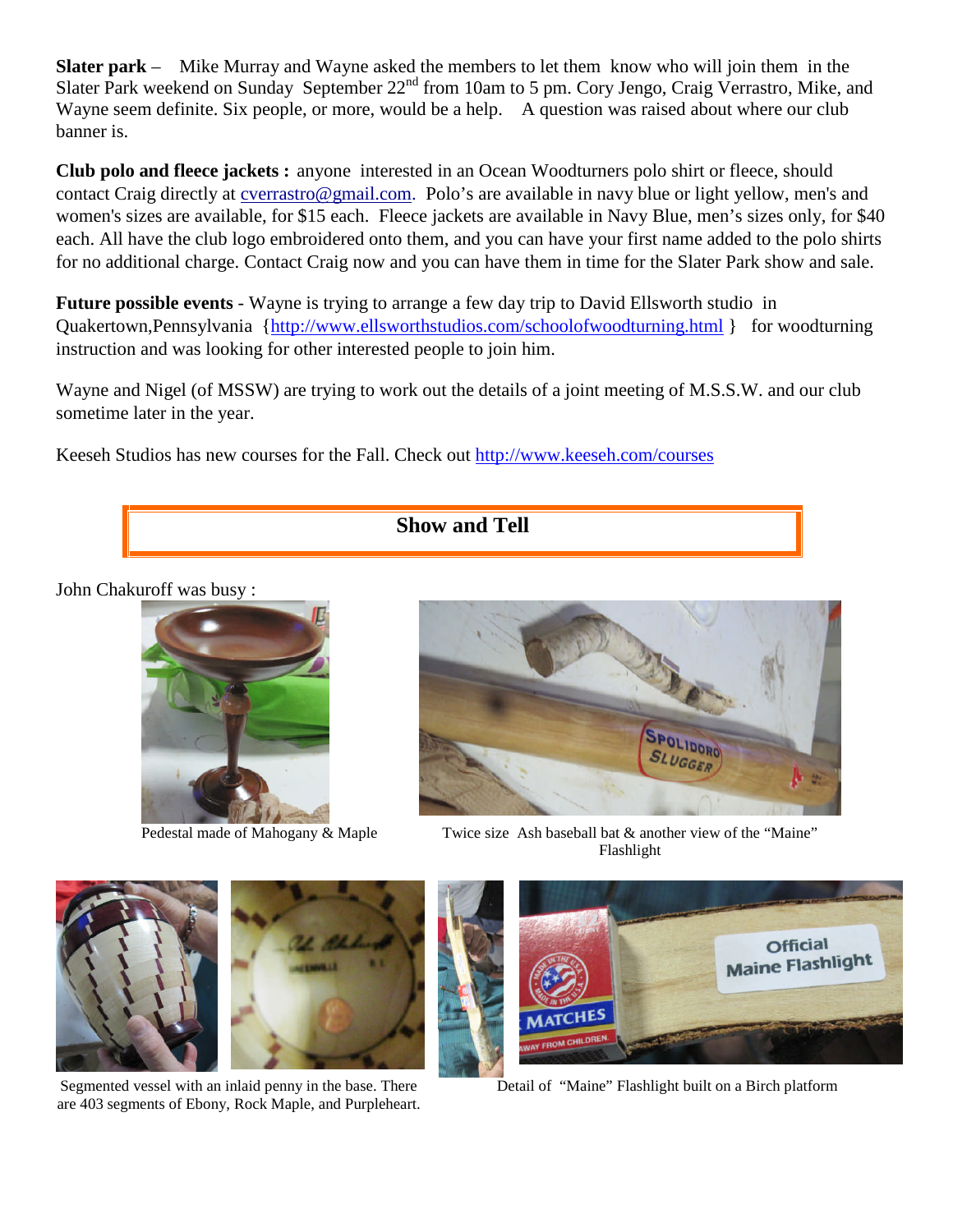**Slater park** – Mike Murray and Wayne asked the members to let them know who will join them in the Slater Park weekend on Sunday September 22nd from 10am to 5 pm. Cory Jengo, Craig Verrastro, Mike, and Wayne seem definite. Six people, or more, would be a help. A question was raised about where our club banner is.

**Club polo and fleece jackets :** anyone interested in an Ocean Woodturners polo shirt or fleece, should contact Craig directly at cverrastro@gmail.com. Polo's are available in navy blue or light yellow, men's and women's sizes are available, for $15 each. Fleece jackets are available in Navy Blue, men's sizes only, for $40 each. All have the club logo embroidered onto them, and you can have your first name added to the polo shirts for no additional charge. Contact Craig now and you can have them in time for the Slater Park show and sale.

**Future possible events** - Wayne is trying to arrange a few day trip to David Ellsworth studio in Quakertown,Pennsylvania {http://www.ellsworthstudios.com/schoolofwoodturning.html } for woodturning instruction and was looking for other interested people to join him.

Wayne and Nigel (of MSSW) are trying to work out the details of a joint meeting of M.S.S.W. and our club sometime later in the year.

Keeseh Studios has new courses for the Fall. Check out http://www.keeseh.com/courses

## Show and Tell

John Chakuroff was busy :

Pedestal made of Mahogany & Maple

Twice size Ash baseball bat & another view of the "Maine" Flashlight

Segmented vessel with an inlaid penny in the base. There are 403 segments of Ebony, Rock Maple, and Purpleheart.

Detail of "Maine" Flashlight built on a Birch platform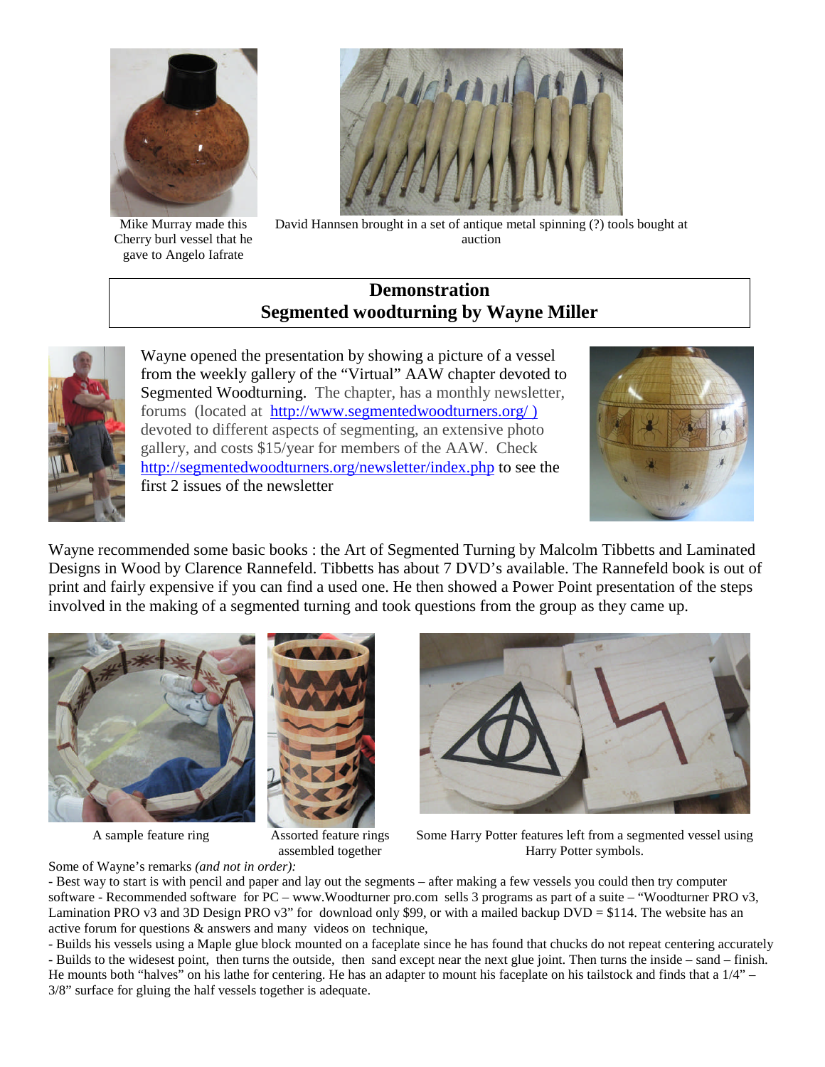Mike Murray made this Cherry burl vessel that he gave to Angelo Iafrate

David Hannsen brought in a set of antique metal spinning (?) tools bought at auction

## Demonstration
## Segmented woodturning by Wayne Miller

Wayne opened the presentation by showing a picture of a vessel from the weekly gallery of the "Virtual" AAW chapter devoted to Segmented Woodturning. The chapter, has a monthly newsletter, forums (located at http://www.segmentedwoodturners.org/ ) devoted to different aspects of segmenting, an extensive photo gallery, and costs $15/year for members of the AAW. Check http://segmentedwoodturners.org/newsletter/index.php to see the first 2 issues of the newsletter

Wayne recommended some basic books : the Art of Segmented Turning by Malcolm Tibbetts and Laminated Designs in Wood by Clarence Rannefeld. Tibbetts has about 7 DVD's available. The Rannefeld book is out of print and fairly expensive if you can find a used one. He then showed a Power Point presentation of the steps involved in the making of a segmented turning and took questions from the group as they came up.

A sample feature ring

Assorted feature rings assembled together

Some Harry Potter features left from a segmented vessel using Harry Potter symbols.

Some of Wayne's remarks *(and not in order):*

- Best way to start is with pencil and paper and lay out the segments – after making a few vessels you could then try computer software - Recommended software for PC – www.Woodturner pro.com sells 3 programs as part of a suite – "Woodturner PRO v3, Lamination PRO v3 and 3D Design PRO v3" for download only $99, or with a mailed backup DVD = $114. The website has an active forum for questions & answers and many videos on technique,
- Builds his vessels using a Maple glue block mounted on a faceplate since he has found that chucks do not repeat centering accurately
- Builds to the widest point, then turns the outside, then sand except near the next glue joint. Then turns the inside – sand – finish. He mounts both "halves" on his lathe for centering. He has an adapter to mount his faceplate on his tailstock and finds that a 1/4" – 3/8" surface for gluing the half vessels together is adequate.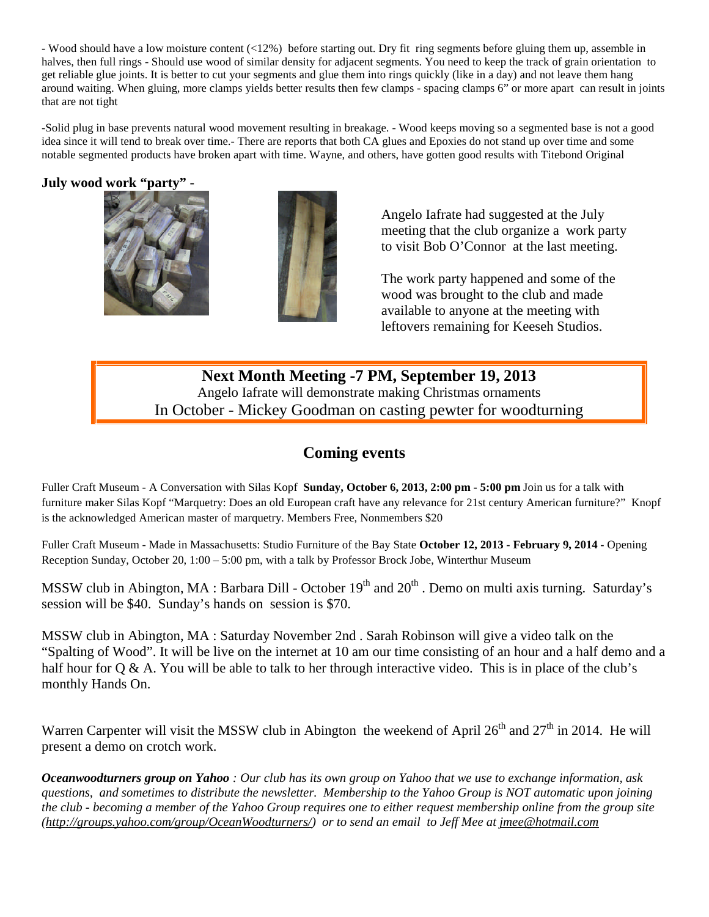- Wood should have a low moisture content (<12%) before starting out. Dry fit ring segments before gluing them up, assemble in halves, then full rings - Should use wood of similar density for adjacent segments. You need to keep the track of grain orientation to get reliable glue joints. It is better to cut your segments and glue them into rings quickly (like in a day) and not leave them hang around waiting. When gluing, more clamps yields better results then few clamps - spacing clamps 6" or more apart can result in joints that are not tight

-Solid plug in base prevents natural wood movement resulting in breakage. - Wood keeps moving so a segmented base is not a good idea since it will tend to break over time.- There are reports that both CA glues and Epoxies do not stand up over time and some notable segmented products have broken apart with time. Wayne, and others, have gotten good results with Titebond Original

**July wood work "party"** -

Angelo Iafrate had suggested at the July meeting that the club organize a work party to visit Bob O'Connor at the last meeting.

The work party happened and some of the wood was brought to the club and made available to anyone at the meeting with leftovers remaining for Keeseh Studios.

**Next Month Meeting -7 PM, September 19, 2013**

Angelo Iafrate will demonstrate making Christmas ornaments

In October - Mickey Goodman on casting pewter for woodturning

## Coming events

Fuller Craft Museum - A Conversation with Silas Kopf **Sunday, October 6, 2013, 2:00 pm - 5:00 pm** Join us for a talk with furniture maker Silas Kopf "Marquetry: Does an old European craft have any relevance for 21st century American furniture?" Knopf is the acknowledged American master of marquetry. Members Free, Nonmembers $20

Fuller Craft Museum - Made in Massachusetts: Studio Furniture of the Bay State **October 12, 2013 - February 9, 2014** - Opening Reception Sunday, October 20, 1:00 – 5:00 pm, with a talk by Professor Brock Jobe, Winterthur Museum

MSSW club in Abington, MA : Barbara Dill - October 19th and 20th . Demo on multi axis turning. Saturday's session will be $40. Sunday's hands on session is $70.

MSSW club in Abington, MA : Saturday November 2nd . Sarah Robinson will give a video talk on the "Spalting of Wood". It will be live on the internet at 10 am our time consisting of an hour and a half demo and a half hour for Q & A. You will be able to talk to her through interactive video. This is in place of the club's monthly Hands On.

Warren Carpenter will visit the MSSW club in Abington the weekend of April 26th and 27th in 2014. He will present a demo on crotch work.

***Oceanwoodturners group on Yahoo*** *: Our club has its own group on Yahoo that we use to exchange information, ask questions, and sometimes to distribute the newsletter. Membership to the Yahoo Group is NOT automatic upon joining the club - becoming a member of the Yahoo Group requires one to either request membership online from the group site (http://groups.yahoo.com/group/OceanWoodturners/) or to send an email to Jeff Mee at jmee@hotmail.com*